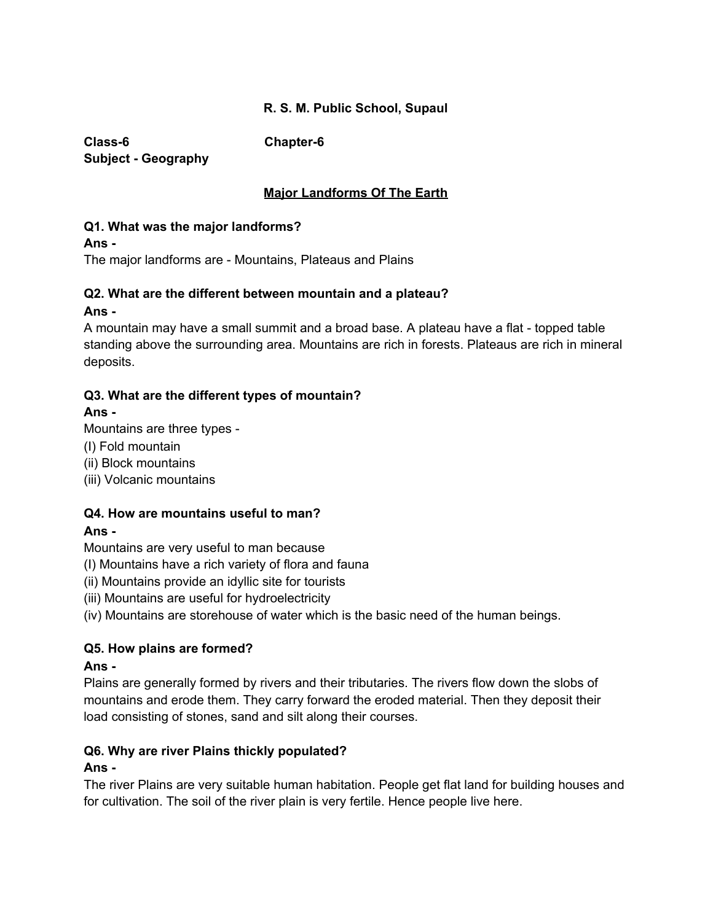**R. S. M. Public School, Supaul**

**Class-6** **Chapter-6**
**Subject - Geography**

## Major Landforms Of The Earth

**Q1. What was the major landforms?**
**Ans -**
The major landforms are - Mountains, Plateaus and Plains

**Q2. What are the different between mountain and a plateau?**
**Ans -**
A mountain may have a small summit and a broad base. A plateau have a flat - topped table standing above the surrounding area. Mountains are rich in forests. Plateaus are rich in mineral deposits.

**Q3. What are the different types of mountain?**
**Ans -**
Mountains are three types -
(I) Fold mountain
(ii) Block mountains
(iii) Volcanic mountains

**Q4. How are mountains useful to man?**
**Ans -**
Mountains are very useful to man because
(I) Mountains have a rich variety of flora and fauna
(ii) Mountains provide an idyllic site for tourists
(iii) Mountains are useful for hydroelectricity
(iv) Mountains are storehouse of water which is the basic need of the human beings.

**Q5. How plains are formed?**
**Ans -**
Plains are generally formed by rivers and their tributaries. The rivers flow down the slobs of mountains and erode them. They carry forward the eroded material. Then they deposit their load consisting of stones, sand and silt along their courses.

**Q6. Why are river Plains thickly populated?**
**Ans -**
The river Plains are very suitable human habitation. People get flat land for building houses and for cultivation. The soil of the river plain is very fertile. Hence people live here.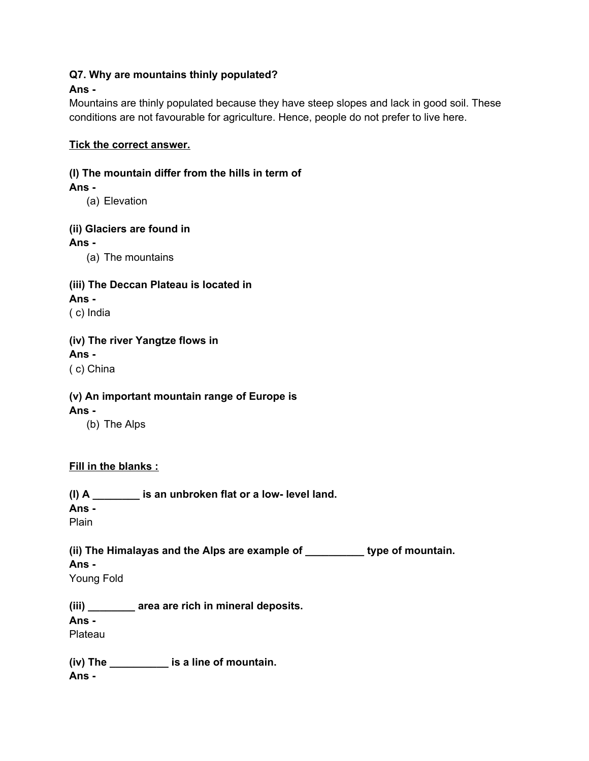**Q7. Why are mountains thinly populated?**

**Ans -**

Mountains are thinly populated because they have steep slopes and lack in good soil. These conditions are not favourable for agriculture. Hence, people do not prefer to live here.

**Tick the correct answer.**

**(I) The mountain differ from the hills in term of**

**Ans -**

(a) Elevation

**(ii) Glaciers are found in**

**Ans -**

(a) The mountains

**(iii) The Deccan Plateau is located in**

**Ans -**

( c) India

**(iv) The river Yangtze flows in**

**Ans -**

( c) China

**(v) An important mountain range of Europe is**

**Ans -**

(b) The Alps

**Fill in the blanks :**

**(I) A ________ is an unbroken flat or a low- level land.**

**Ans -**

Plain

**(ii) The Himalayas and the Alps are example of __________ type of mountain.**

**Ans -**

Young Fold

**(iii) ________ area are rich in mineral deposits.**

**Ans -**

Plateau

**(iv) The __________ is a line of mountain.**

**Ans -**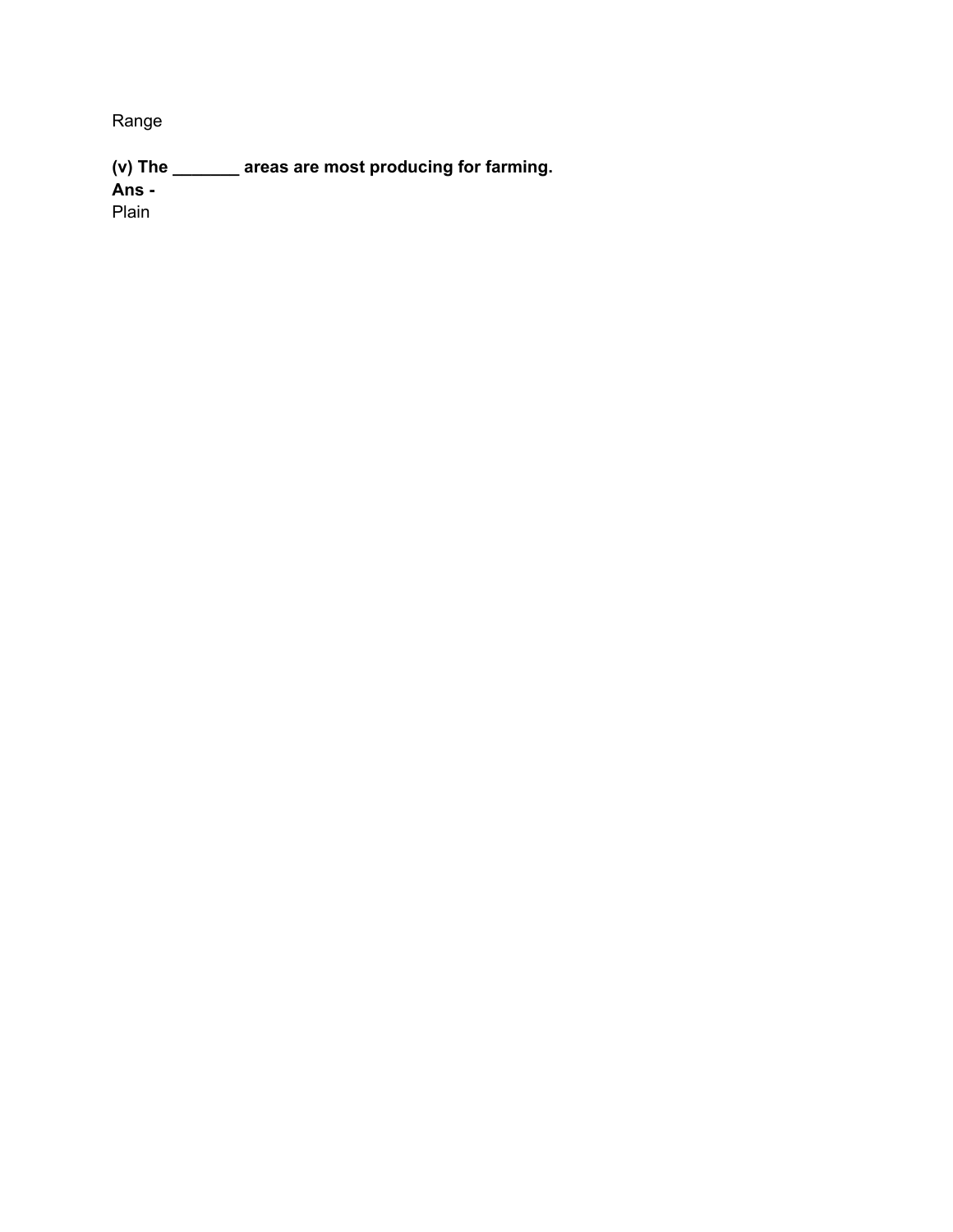Range

**(v) The _______ areas are most producing for farming.**
**Ans -**
Plain